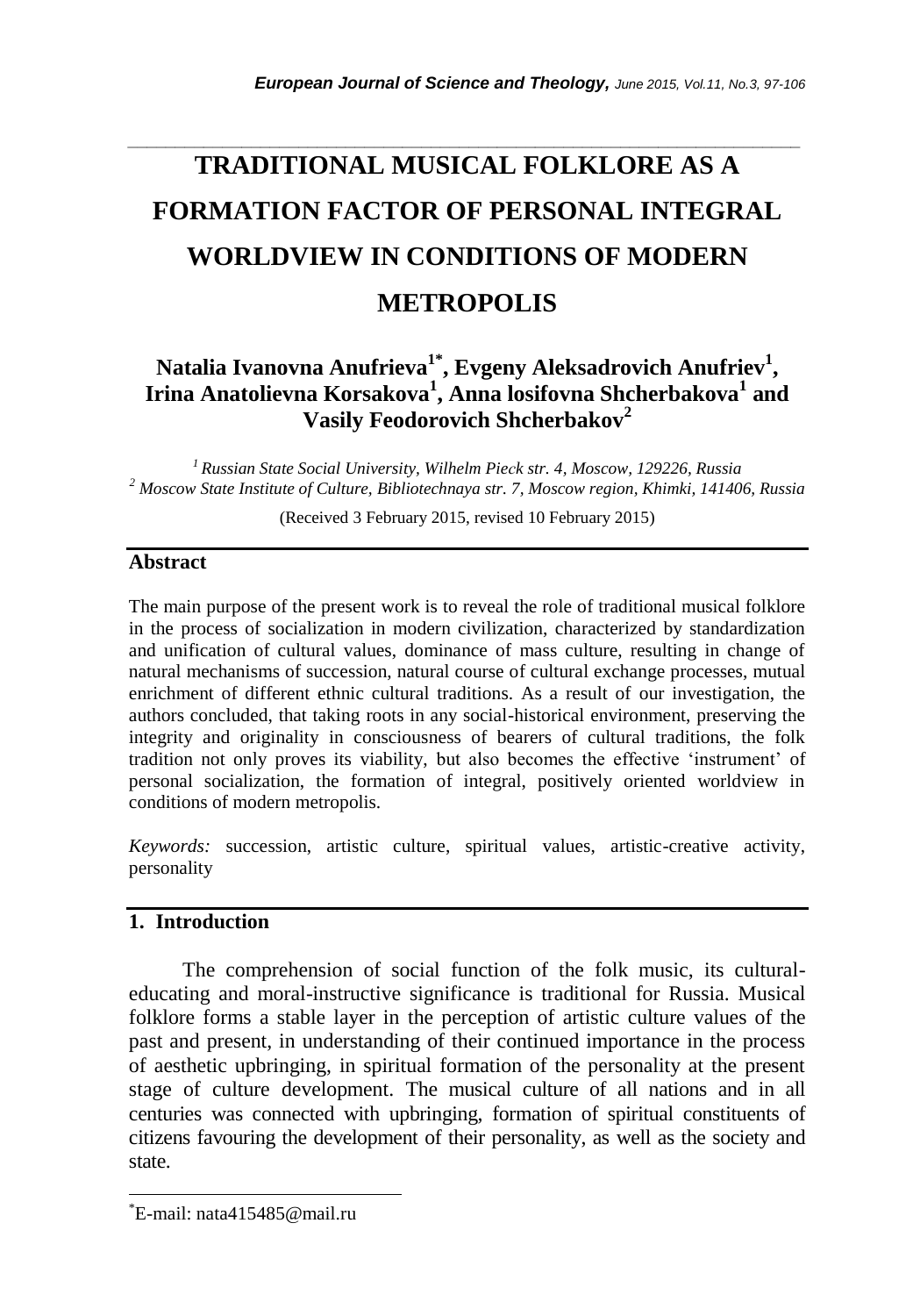# TRADITIONAL MUSICAL FOLKLORE AS A FORMATION FACTOR OF PERSONAL INTEGRAL WORLDVIEW IN CONDITIONS OF MODERN METROPOLIS

**Natalia Ivanovna Anufrieva[1*], Evgeny Aleksadrovich Anufriev[1], Irina Anatolievna Korsakova[1], Anna losifovna Shcherbakova[1] and Vasily Feodorovich Shcherbakov[2]**

*[1] Russian State Social University, Wilhelm Pieck str. 4, Moscow, 129226, Russia*
*[2] Moscow State Institute of Culture, Bibliotechnaya str. 7, Moscow region, Khimki, 141406, Russia*

(Received 3 February 2015, revised 10 February 2015)

## Abstract

The main purpose of the present work is to reveal the role of traditional musical folklore in the process of socialization in modern civilization, characterized by standardization and unification of cultural values, dominance of mass culture, resulting in change of natural mechanisms of succession, natural course of cultural exchange processes, mutual enrichment of different ethnic cultural traditions. As a result of our investigation, the authors concluded, that taking roots in any social-historical environment, preserving the integrity and originality in consciousness of bearers of cultural traditions, the folk tradition not only proves its viability, but also becomes the effective 'instrument' of personal socialization, the formation of integral, positively oriented worldview in conditions of modern metropolis.

*Keywords:* succession, artistic culture, spiritual values, artistic-creative activity, personality

## 1. Introduction

The comprehension of social function of the folk music, its cultural-educating and moral-instructive significance is traditional for Russia. Musical folklore forms a stable layer in the perception of artistic culture values of the past and present, in understanding of their continued importance in the process of aesthetic upbringing, in spiritual formation of the personality at the present stage of culture development. The musical culture of all nations and in all centuries was connected with upbringing, formation of spiritual constituents of citizens favouring the development of their personality, as well as the society and state.

[*]E-mail: nata415485@mail.ru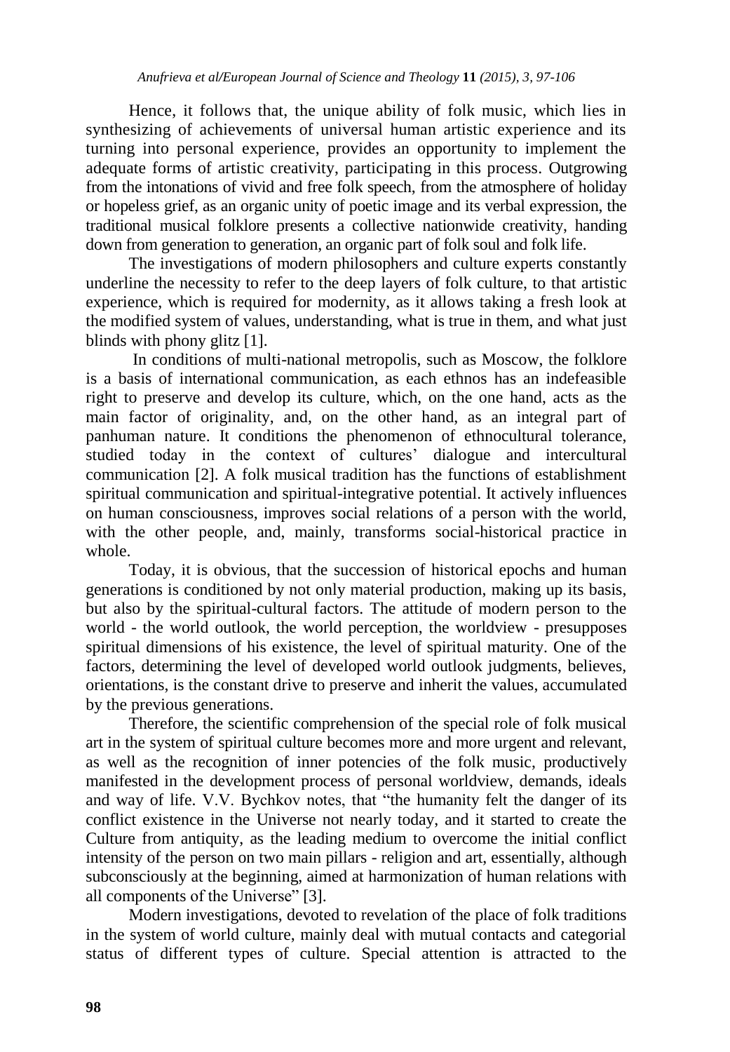Hence, it follows that, the unique ability of folk music, which lies in synthesizing of achievements of universal human artistic experience and its turning into personal experience, provides an opportunity to implement the adequate forms of artistic creativity, participating in this process. Outgrowing from the intonations of vivid and free folk speech, from the atmosphere of holiday or hopeless grief, as an organic unity of poetic image and its verbal expression, the traditional musical folklore presents a collective nationwide creativity, handing down from generation to generation, an organic part of folk soul and folk life.

The investigations of modern philosophers and culture experts constantly underline the necessity to refer to the deep layers of folk culture, to that artistic experience, which is required for modernity, as it allows taking a fresh look at the modified system of values, understanding, what is true in them, and what just blinds with phony glitz [1].

In conditions of multi-national metropolis, such as Moscow, the folklore is a basis of international communication, as each ethnos has an indefeasible right to preserve and develop its culture, which, on the one hand, acts as the main factor of originality, and, on the other hand, as an integral part of panhuman nature. It conditions the phenomenon of ethnocultural tolerance, studied today in the context of cultures' dialogue and intercultural communication [2]. A folk musical tradition has the functions of establishment spiritual communication and spiritual-integrative potential. It actively influences on human consciousness, improves social relations of a person with the world, with the other people, and, mainly, transforms social-historical practice in whole.

Today, it is obvious, that the succession of historical epochs and human generations is conditioned by not only material production, making up its basis, but also by the spiritual-cultural factors. The attitude of modern person to the world - the world outlook, the world perception, the worldview - presupposes spiritual dimensions of his existence, the level of spiritual maturity. One of the factors, determining the level of developed world outlook judgments, believes, orientations, is the constant drive to preserve and inherit the values, accumulated by the previous generations.

Therefore, the scientific comprehension of the special role of folk musical art in the system of spiritual culture becomes more and more urgent and relevant, as well as the recognition of inner potencies of the folk music, productively manifested in the development process of personal worldview, demands, ideals and way of life. V.V. Bychkov notes, that "the humanity felt the danger of its conflict existence in the Universe not nearly today, and it started to create the Culture from antiquity, as the leading medium to overcome the initial conflict intensity of the person on two main pillars - religion and art, essentially, although subconsciously at the beginning, aimed at harmonization of human relations with all components of the Universe" [3].

Modern investigations, devoted to revelation of the place of folk traditions in the system of world culture, mainly deal with mutual contacts and categorial status of different types of culture. Special attention is attracted to the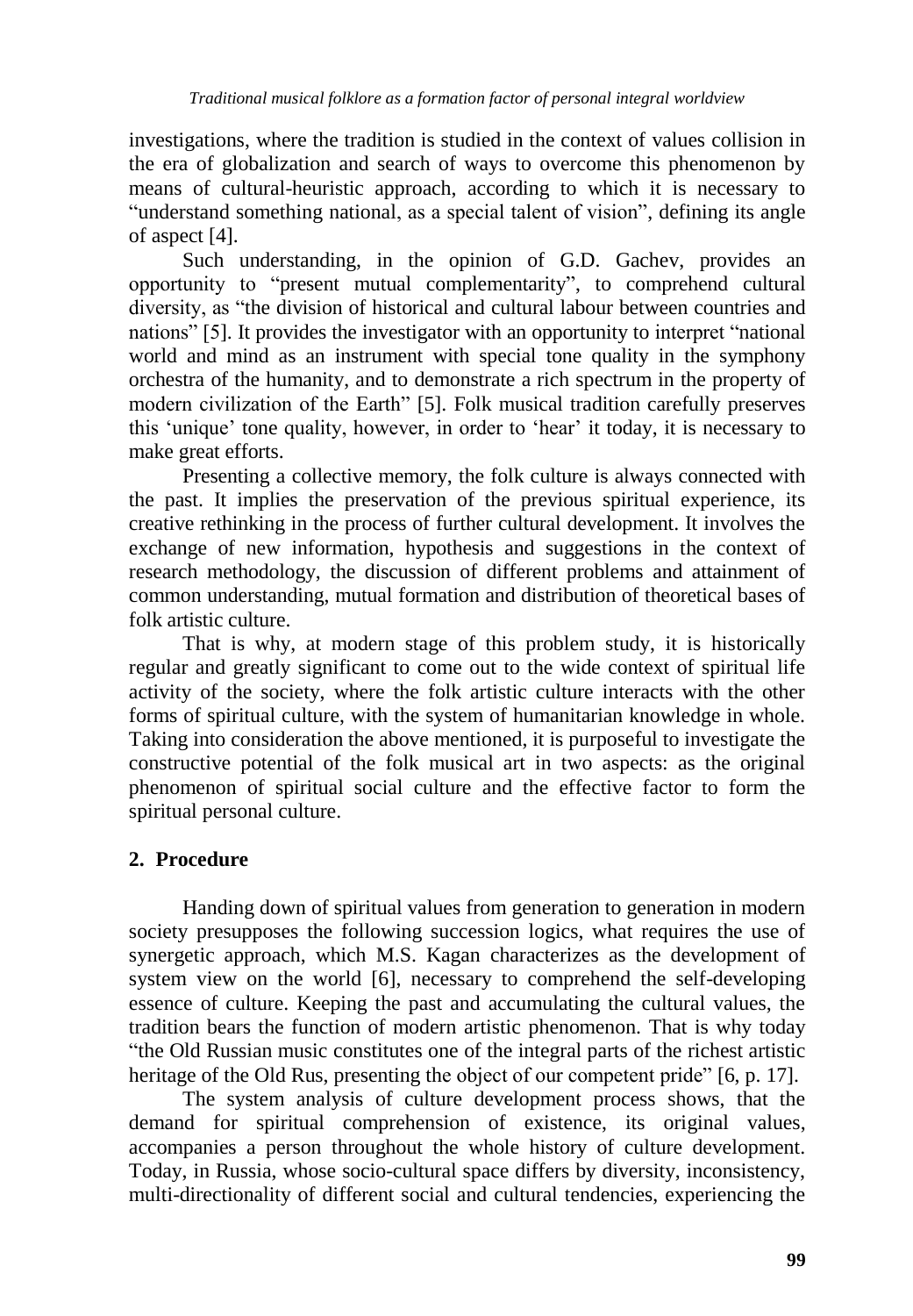investigations, where the tradition is studied in the context of values collision in the era of globalization and search of ways to overcome this phenomenon by means of cultural-heuristic approach, according to which it is necessary to "understand something national, as a special talent of vision", defining its angle of aspect [4].

Such understanding, in the opinion of G.D. Gachev, provides an opportunity to "present mutual complementarity", to comprehend cultural diversity, as "the division of historical and cultural labour between countries and nations" [5]. It provides the investigator with an opportunity to interpret "national world and mind as an instrument with special tone quality in the symphony orchestra of the humanity, and to demonstrate a rich spectrum in the property of modern civilization of the Earth" [5]. Folk musical tradition carefully preserves this 'unique' tone quality, however, in order to 'hear' it today, it is necessary to make great efforts.

Presenting a collective memory, the folk culture is always connected with the past. It implies the preservation of the previous spiritual experience, its creative rethinking in the process of further cultural development. It involves the exchange of new information, hypothesis and suggestions in the context of research methodology, the discussion of different problems and attainment of common understanding, mutual formation and distribution of theoretical bases of folk artistic culture.

That is why, at modern stage of this problem study, it is historically regular and greatly significant to come out to the wide context of spiritual life activity of the society, where the folk artistic culture interacts with the other forms of spiritual culture, with the system of humanitarian knowledge in whole. Taking into consideration the above mentioned, it is purposeful to investigate the constructive potential of the folk musical art in two aspects: as the original phenomenon of spiritual social culture and the effective factor to form the spiritual personal culture.

## 2. Procedure

Handing down of spiritual values from generation to generation in modern society presupposes the following succession logics, what requires the use of synergetic approach, which M.S. Kagan characterizes as the development of system view on the world [6], necessary to comprehend the self-developing essence of culture. Keeping the past and accumulating the cultural values, the tradition bears the function of modern artistic phenomenon. That is why today "the Old Russian music constitutes one of the integral parts of the richest artistic heritage of the Old Rus, presenting the object of our competent pride" [6, p. 17].

The system analysis of culture development process shows, that the demand for spiritual comprehension of existence, its original values, accompanies a person throughout the whole history of culture development. Today, in Russia, whose socio-cultural space differs by diversity, inconsistency, multi-directionality of different social and cultural tendencies, experiencing the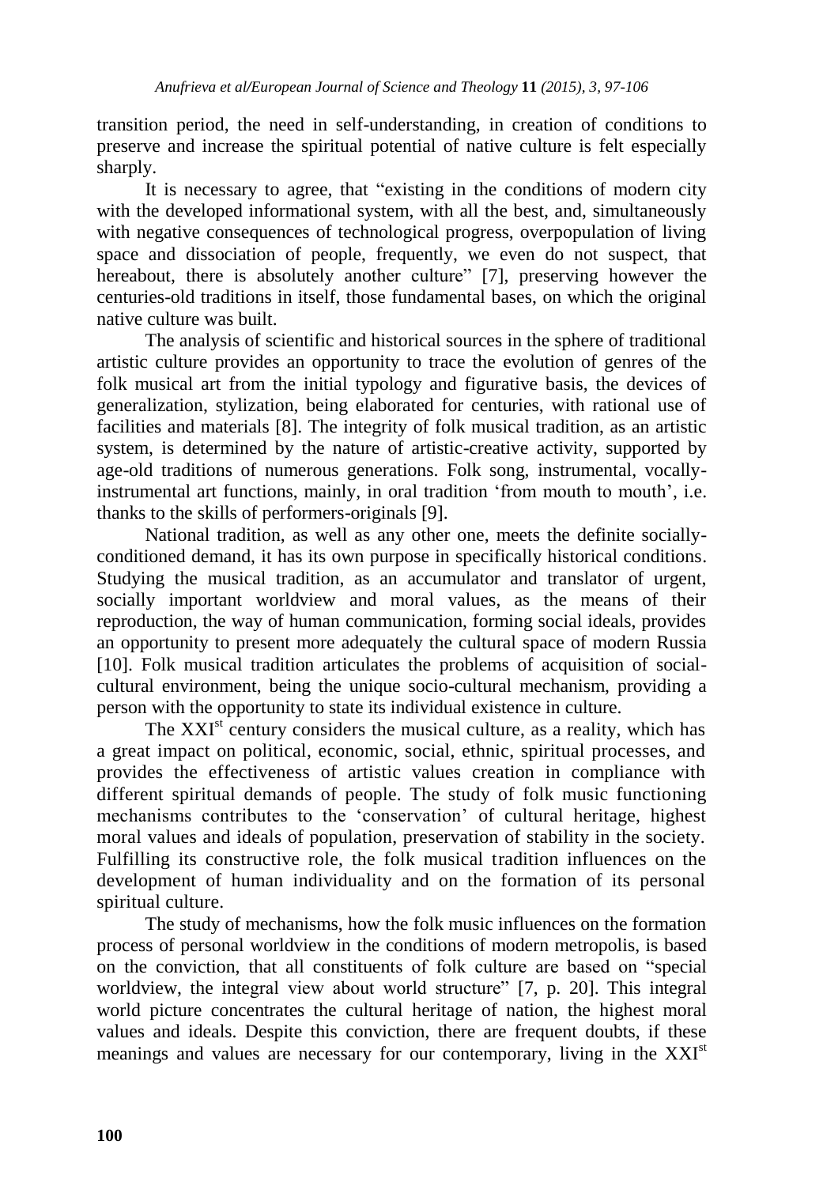transition period, the need in self-understanding, in creation of conditions to preserve and increase the spiritual potential of native culture is felt especially sharply.

It is necessary to agree, that "existing in the conditions of modern city with the developed informational system, with all the best, and, simultaneously with negative consequences of technological progress, overpopulation of living space and dissociation of people, frequently, we even do not suspect, that hereabout, there is absolutely another culture" [7], preserving however the centuries-old traditions in itself, those fundamental bases, on which the original native culture was built.

The analysis of scientific and historical sources in the sphere of traditional artistic culture provides an opportunity to trace the evolution of genres of the folk musical art from the initial typology and figurative basis, the devices of generalization, stylization, being elaborated for centuries, with rational use of facilities and materials [8]. The integrity of folk musical tradition, as an artistic system, is determined by the nature of artistic-creative activity, supported by age-old traditions of numerous generations. Folk song, instrumental, vocally-instrumental art functions, mainly, in oral tradition 'from mouth to mouth', i.e. thanks to the skills of performers-originals [9].

National tradition, as well as any other one, meets the definite socially-conditioned demand, it has its own purpose in specifically historical conditions. Studying the musical tradition, as an accumulator and translator of urgent, socially important worldview and moral values, as the means of their reproduction, the way of human communication, forming social ideals, provides an opportunity to present more adequately the cultural space of modern Russia [10]. Folk musical tradition articulates the problems of acquisition of social-cultural environment, being the unique socio-cultural mechanism, providing a person with the opportunity to state its individual existence in culture.

The XXI[st] century considers the musical culture, as a reality, which has a great impact on political, economic, social, ethnic, spiritual processes, and provides the effectiveness of artistic values creation in compliance with different spiritual demands of people. The study of folk music functioning mechanisms contributes to the 'conservation' of cultural heritage, highest moral values and ideals of population, preservation of stability in the society. Fulfilling its constructive role, the folk musical tradition influences on the development of human individuality and on the formation of its personal spiritual culture.

The study of mechanisms, how the folk music influences on the formation process of personal worldview in the conditions of modern metropolis, is based on the conviction, that all constituents of folk culture are based on "special worldview, the integral view about world structure" [7, p. 20]. This integral world picture concentrates the cultural heritage of nation, the highest moral values and ideals. Despite this conviction, there are frequent doubts, if these meanings and values are necessary for our contemporary, living in the XXI[st]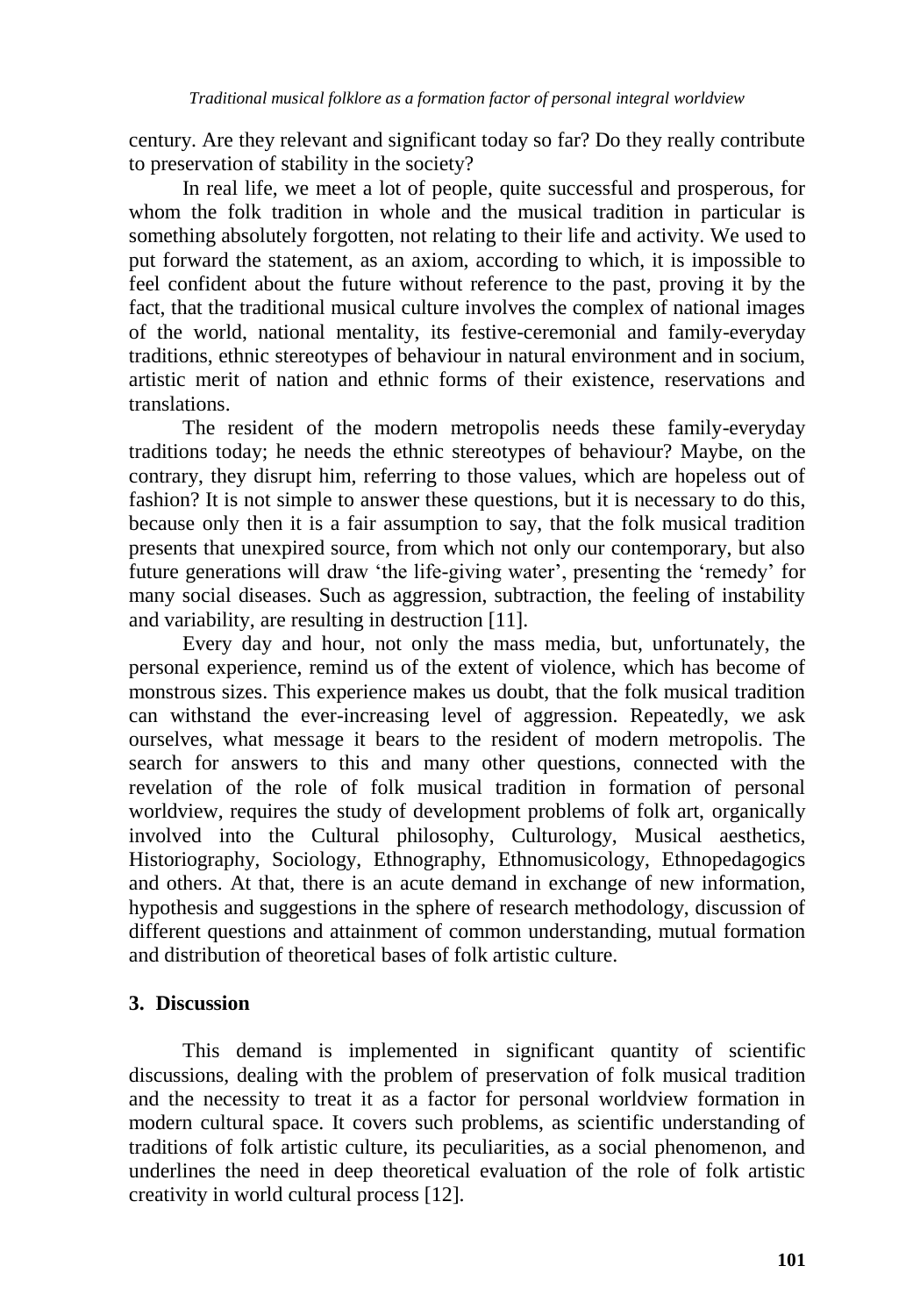century. Are they relevant and significant today so far? Do they really contribute to preservation of stability in the society?

In real life, we meet a lot of people, quite successful and prosperous, for whom the folk tradition in whole and the musical tradition in particular is something absolutely forgotten, not relating to their life and activity. We used to put forward the statement, as an axiom, according to which, it is impossible to feel confident about the future without reference to the past, proving it by the fact, that the traditional musical culture involves the complex of national images of the world, national mentality, its festive-ceremonial and family-everyday traditions, ethnic stereotypes of behaviour in natural environment and in socium, artistic merit of nation and ethnic forms of their existence, reservations and translations.

The resident of the modern metropolis needs these family-everyday traditions today; he needs the ethnic stereotypes of behaviour? Maybe, on the contrary, they disrupt him, referring to those values, which are hopeless out of fashion? It is not simple to answer these questions, but it is necessary to do this, because only then it is a fair assumption to say, that the folk musical tradition presents that unexpired source, from which not only our contemporary, but also future generations will draw 'the life-giving water', presenting the 'remedy' for many social diseases. Such as aggression, subtraction, the feeling of instability and variability, are resulting in destruction [11].

Every day and hour, not only the mass media, but, unfortunately, the personal experience, remind us of the extent of violence, which has become of monstrous sizes. This experience makes us doubt, that the folk musical tradition can withstand the ever-increasing level of aggression. Repeatedly, we ask ourselves, what message it bears to the resident of modern metropolis. The search for answers to this and many other questions, connected with the revelation of the role of folk musical tradition in formation of personal worldview, requires the study of development problems of folk art, organically involved into the Cultural philosophy, Culturology, Musical aesthetics, Historiography, Sociology, Ethnography, Ethnomusicology, Ethnopedagogics and others. At that, there is an acute demand in exchange of new information, hypothesis and suggestions in the sphere of research methodology, discussion of different questions and attainment of common understanding, mutual formation and distribution of theoretical bases of folk artistic culture.

## 3. Discussion

This demand is implemented in significant quantity of scientific discussions, dealing with the problem of preservation of folk musical tradition and the necessity to treat it as a factor for personal worldview formation in modern cultural space. It covers such problems, as scientific understanding of traditions of folk artistic culture, its peculiarities, as a social phenomenon, and underlines the need in deep theoretical evaluation of the role of folk artistic creativity in world cultural process [12].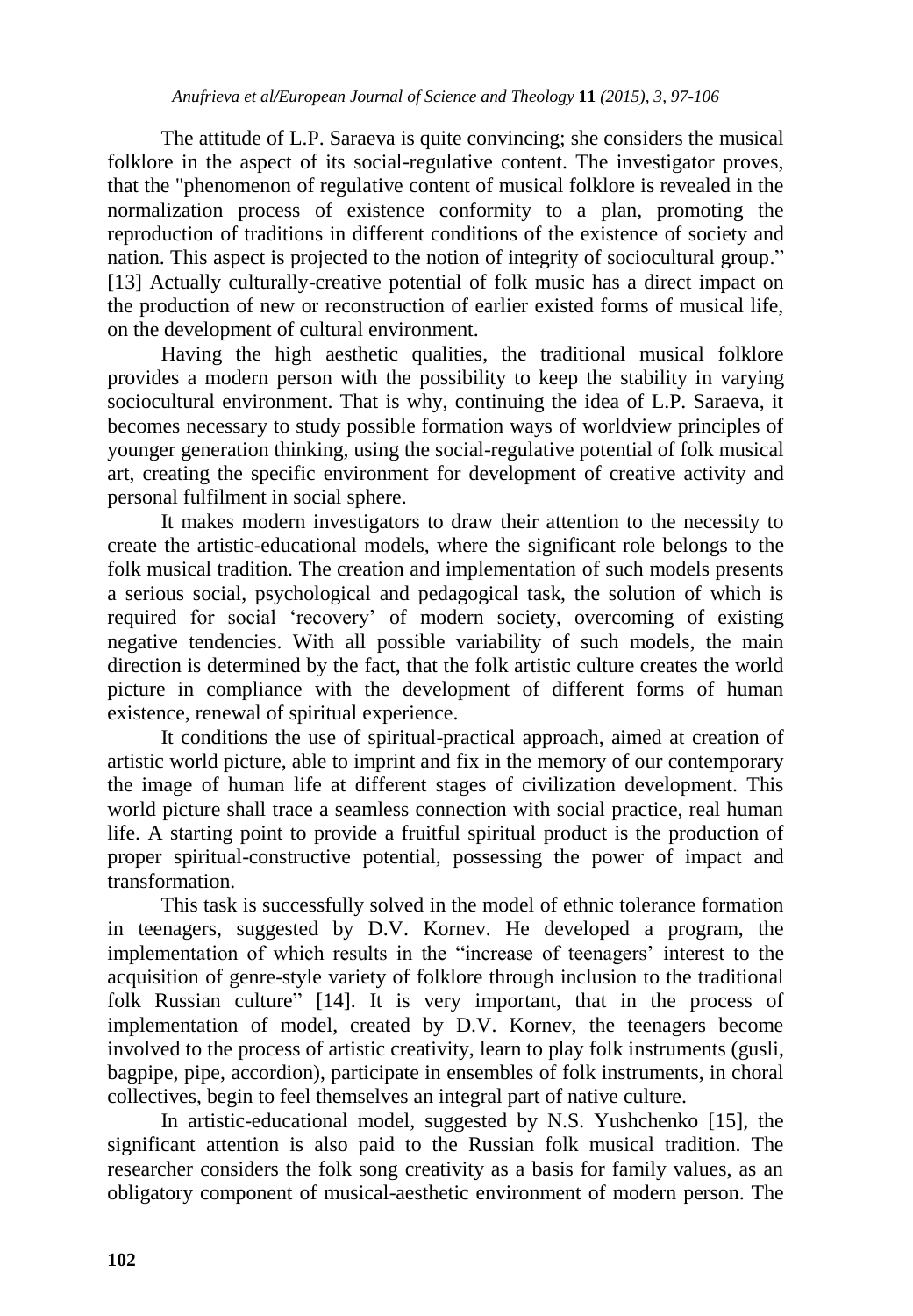The attitude of L.P. Saraeva is quite convincing; she considers the musical folklore in the aspect of its social-regulative content. The investigator proves, that the "phenomenon of regulative content of musical folklore is revealed in the normalization process of existence conformity to a plan, promoting the reproduction of traditions in different conditions of the existence of society and nation. This aspect is projected to the notion of integrity of sociocultural group." [13] Actually culturally-creative potential of folk music has a direct impact on the production of new or reconstruction of earlier existed forms of musical life, on the development of cultural environment.

Having the high aesthetic qualities, the traditional musical folklore provides a modern person with the possibility to keep the stability in varying sociocultural environment. That is why, continuing the idea of L.P. Saraeva, it becomes necessary to study possible formation ways of worldview principles of younger generation thinking, using the social-regulative potential of folk musical art, creating the specific environment for development of creative activity and personal fulfilment in social sphere.

It makes modern investigators to draw their attention to the necessity to create the artistic-educational models, where the significant role belongs to the folk musical tradition. The creation and implementation of such models presents a serious social, psychological and pedagogical task, the solution of which is required for social 'recovery' of modern society, overcoming of existing negative tendencies. With all possible variability of such models, the main direction is determined by the fact, that the folk artistic culture creates the world picture in compliance with the development of different forms of human existence, renewal of spiritual experience.

It conditions the use of spiritual-practical approach, aimed at creation of artistic world picture, able to imprint and fix in the memory of our contemporary the image of human life at different stages of civilization development. This world picture shall trace a seamless connection with social practice, real human life. A starting point to provide a fruitful spiritual product is the production of proper spiritual-constructive potential, possessing the power of impact and transformation.

This task is successfully solved in the model of ethnic tolerance formation in teenagers, suggested by D.V. Kornev. He developed a program, the implementation of which results in the "increase of teenagers' interest to the acquisition of genre-style variety of folklore through inclusion to the traditional folk Russian culture" [14]. It is very important, that in the process of implementation of model, created by D.V. Kornev, the teenagers become involved to the process of artistic creativity, learn to play folk instruments (gusli, bagpipe, pipe, accordion), participate in ensembles of folk instruments, in choral collectives, begin to feel themselves an integral part of native culture.

In artistic-educational model, suggested by N.S. Yushchenko [15], the significant attention is also paid to the Russian folk musical tradition. The researcher considers the folk song creativity as a basis for family values, as an obligatory component of musical-aesthetic environment of modern person. The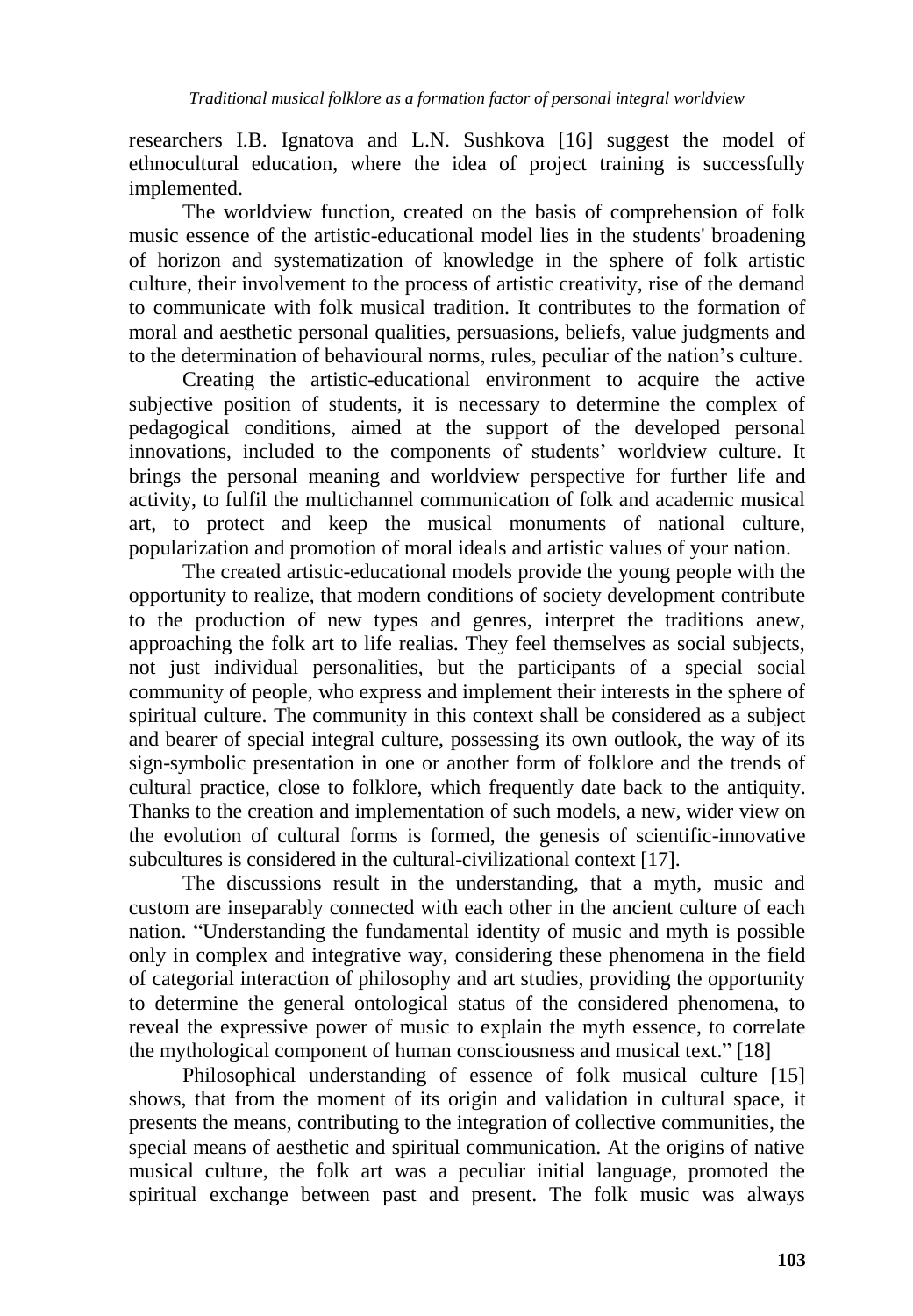researchers I.B. Ignatova and L.N. Sushkova [16] suggest the model of ethnocultural education, where the idea of project training is successfully implemented.

The worldview function, created on the basis of comprehension of folk music essence of the artistic-educational model lies in the students' broadening of horizon and systematization of knowledge in the sphere of folk artistic culture, their involvement to the process of artistic creativity, rise of the demand to communicate with folk musical tradition. It contributes to the formation of moral and aesthetic personal qualities, persuasions, beliefs, value judgments and to the determination of behavioural norms, rules, peculiar of the nation's culture.

Creating the artistic-educational environment to acquire the active subjective position of students, it is necessary to determine the complex of pedagogical conditions, aimed at the support of the developed personal innovations, included to the components of students' worldview culture. It brings the personal meaning and worldview perspective for further life and activity, to fulfil the multichannel communication of folk and academic musical art, to protect and keep the musical monuments of national culture, popularization and promotion of moral ideals and artistic values of your nation.

The created artistic-educational models provide the young people with the opportunity to realize, that modern conditions of society development contribute to the production of new types and genres, interpret the traditions anew, approaching the folk art to life realias. They feel themselves as social subjects, not just individual personalities, but the participants of a special social community of people, who express and implement their interests in the sphere of spiritual culture. The community in this context shall be considered as a subject and bearer of special integral culture, possessing its own outlook, the way of its sign-symbolic presentation in one or another form of folklore and the trends of cultural practice, close to folklore, which frequently date back to the antiquity. Thanks to the creation and implementation of such models, a new, wider view on the evolution of cultural forms is formed, the genesis of scientific-innovative subcultures is considered in the cultural-civilizational context [17].

The discussions result in the understanding, that a myth, music and custom are inseparably connected with each other in the ancient culture of each nation. "Understanding the fundamental identity of music and myth is possible only in complex and integrative way, considering these phenomena in the field of categorial interaction of philosophy and art studies, providing the opportunity to determine the general ontological status of the considered phenomena, to reveal the expressive power of music to explain the myth essence, to correlate the mythological component of human consciousness and musical text." [18]

Philosophical understanding of essence of folk musical culture [15] shows, that from the moment of its origin and validation in cultural space, it presents the means, contributing to the integration of collective communities, the special means of aesthetic and spiritual communication. At the origins of native musical culture, the folk art was a peculiar initial language, promoted the spiritual exchange between past and present. The folk music was always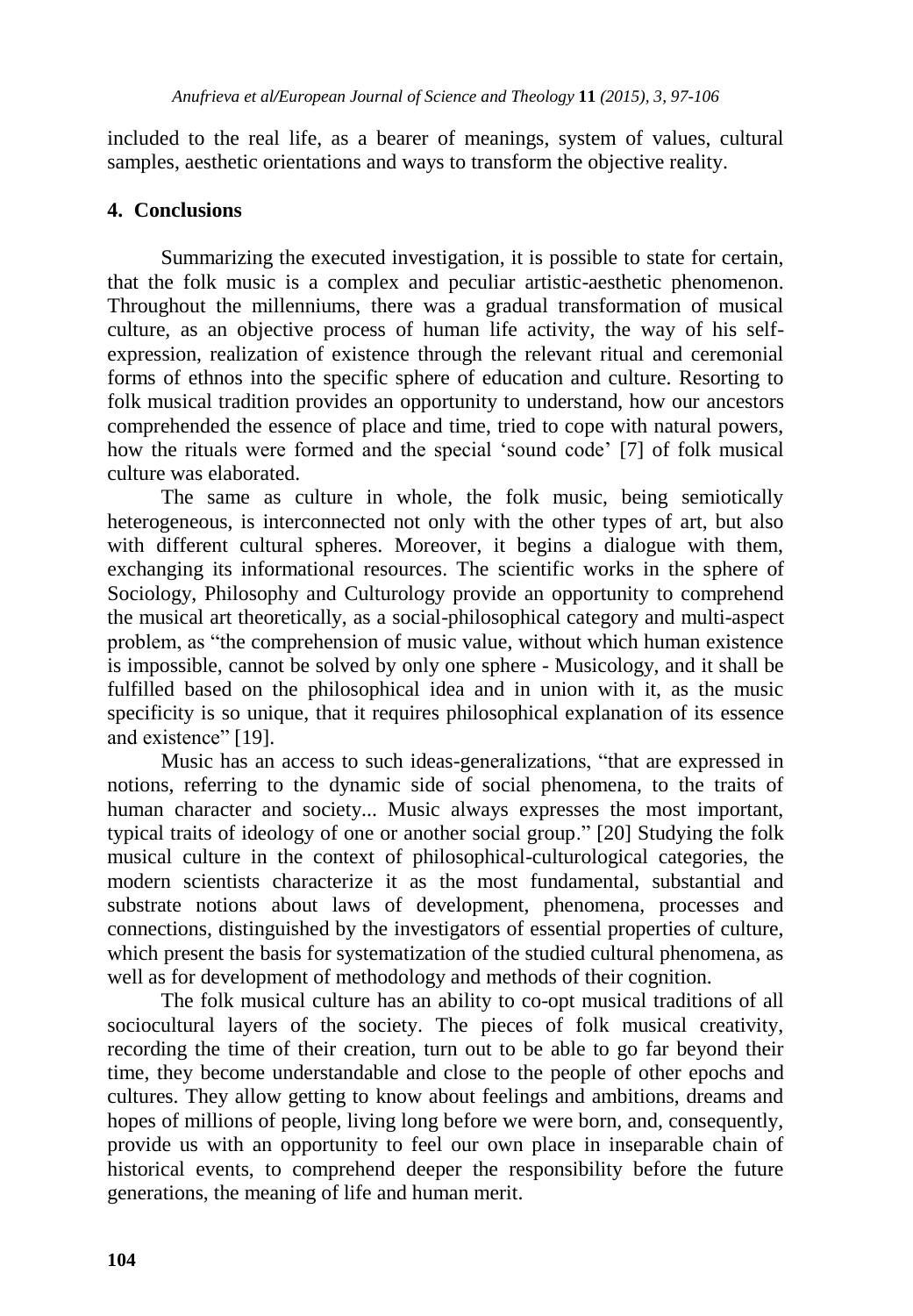included to the real life, as a bearer of meanings, system of values, cultural samples, aesthetic orientations and ways to transform the objective reality.

## 4. Conclusions

Summarizing the executed investigation, it is possible to state for certain, that the folk music is a complex and peculiar artistic-aesthetic phenomenon. Throughout the millenniums, there was a gradual transformation of musical culture, as an objective process of human life activity, the way of his self-expression, realization of existence through the relevant ritual and ceremonial forms of ethnos into the specific sphere of education and culture. Resorting to folk musical tradition provides an opportunity to understand, how our ancestors comprehended the essence of place and time, tried to cope with natural powers, how the rituals were formed and the special 'sound code' [7] of folk musical culture was elaborated.

The same as culture in whole, the folk music, being semiotically heterogeneous, is interconnected not only with the other types of art, but also with different cultural spheres. Moreover, it begins a dialogue with them, exchanging its informational resources. The scientific works in the sphere of Sociology, Philosophy and Culturology provide an opportunity to comprehend the musical art theoretically, as a social-philosophical category and multi-aspect problem, as "the comprehension of music value, without which human existence is impossible, cannot be solved by only one sphere - Musicology, and it shall be fulfilled based on the philosophical idea and in union with it, as the music specificity is so unique, that it requires philosophical explanation of its essence and existence" [19].

Music has an access to such ideas-generalizations, "that are expressed in notions, referring to the dynamic side of social phenomena, to the traits of human character and society... Music always expresses the most important, typical traits of ideology of one or another social group." [20] Studying the folk musical culture in the context of philosophical-culturological categories, the modern scientists characterize it as the most fundamental, substantial and substrate notions about laws of development, phenomena, processes and connections, distinguished by the investigators of essential properties of culture, which present the basis for systematization of the studied cultural phenomena, as well as for development of methodology and methods of their cognition.

The folk musical culture has an ability to co-opt musical traditions of all sociocultural layers of the society. The pieces of folk musical creativity, recording the time of their creation, turn out to be able to go far beyond their time, they become understandable and close to the people of other epochs and cultures. They allow getting to know about feelings and ambitions, dreams and hopes of millions of people, living long before we were born, and, consequently, provide us with an opportunity to feel our own place in inseparable chain of historical events, to comprehend deeper the responsibility before the future generations, the meaning of life and human merit.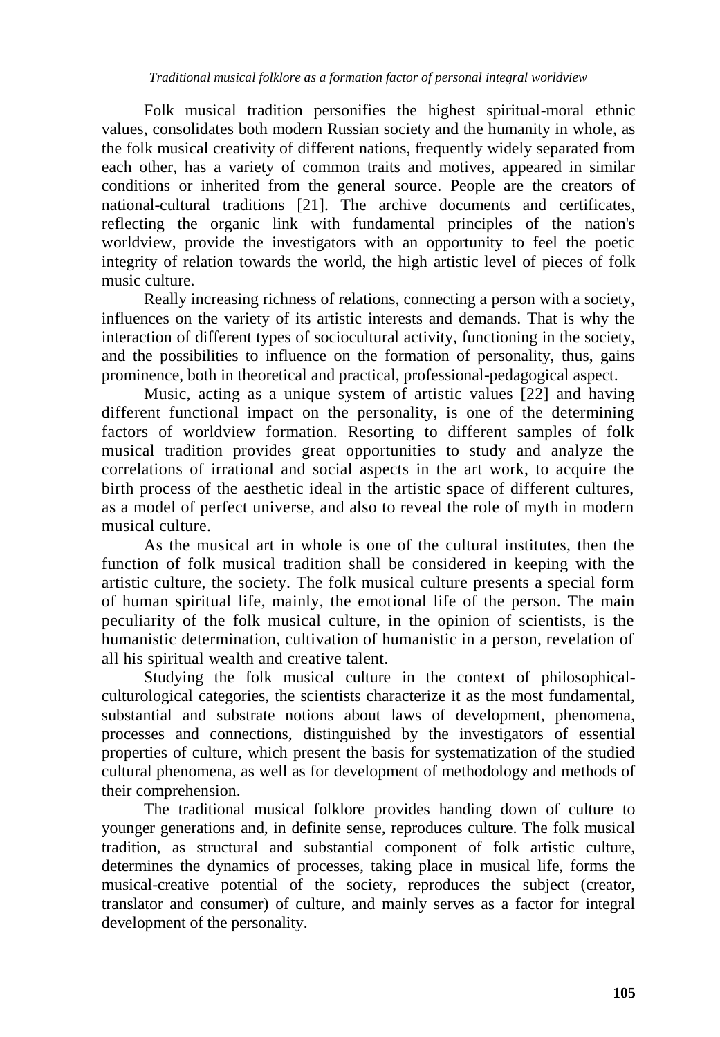Folk musical tradition personifies the highest spiritual-moral ethnic values, consolidates both modern Russian society and the humanity in whole, as the folk musical creativity of different nations, frequently widely separated from each other, has a variety of common traits and motives, appeared in similar conditions or inherited from the general source. People are the creators of national-cultural traditions [21]. The archive documents and certificates, reflecting the organic link with fundamental principles of the nation's worldview, provide the investigators with an opportunity to feel the poetic integrity of relation towards the world, the high artistic level of pieces of folk music culture.

Really increasing richness of relations, connecting a person with a society, influences on the variety of its artistic interests and demands. That is why the interaction of different types of sociocultural activity, functioning in the society, and the possibilities to influence on the formation of personality, thus, gains prominence, both in theoretical and practical, professional-pedagogical aspect.

Music, acting as a unique system of artistic values [22] and having different functional impact on the personality, is one of the determining factors of worldview formation. Resorting to different samples of folk musical tradition provides great opportunities to study and analyze the correlations of irrational and social aspects in the art work, to acquire the birth process of the aesthetic ideal in the artistic space of different cultures, as a model of perfect universe, and also to reveal the role of myth in modern musical culture.

As the musical art in whole is one of the cultural institutes, then the function of folk musical tradition shall be considered in keeping with the artistic culture, the society. The folk musical culture presents a special form of human spiritual life, mainly, the emotional life of the person. The main peculiarity of the folk musical culture, in the opinion of scientists, is the humanistic determination, cultivation of humanistic in a person, revelation of all his spiritual wealth and creative talent.

Studying the folk musical culture in the context of philosophical-culturological categories, the scientists characterize it as the most fundamental, substantial and substrate notions about laws of development, phenomena, processes and connections, distinguished by the investigators of essential properties of culture, which present the basis for systematization of the studied cultural phenomena, as well as for development of methodology and methods of their comprehension.

The traditional musical folklore provides handing down of culture to younger generations and, in definite sense, reproduces culture. The folk musical tradition, as structural and substantial component of folk artistic culture, determines the dynamics of processes, taking place in musical life, forms the musical-creative potential of the society, reproduces the subject (creator, translator and consumer) of culture, and mainly serves as a factor for integral development of the personality.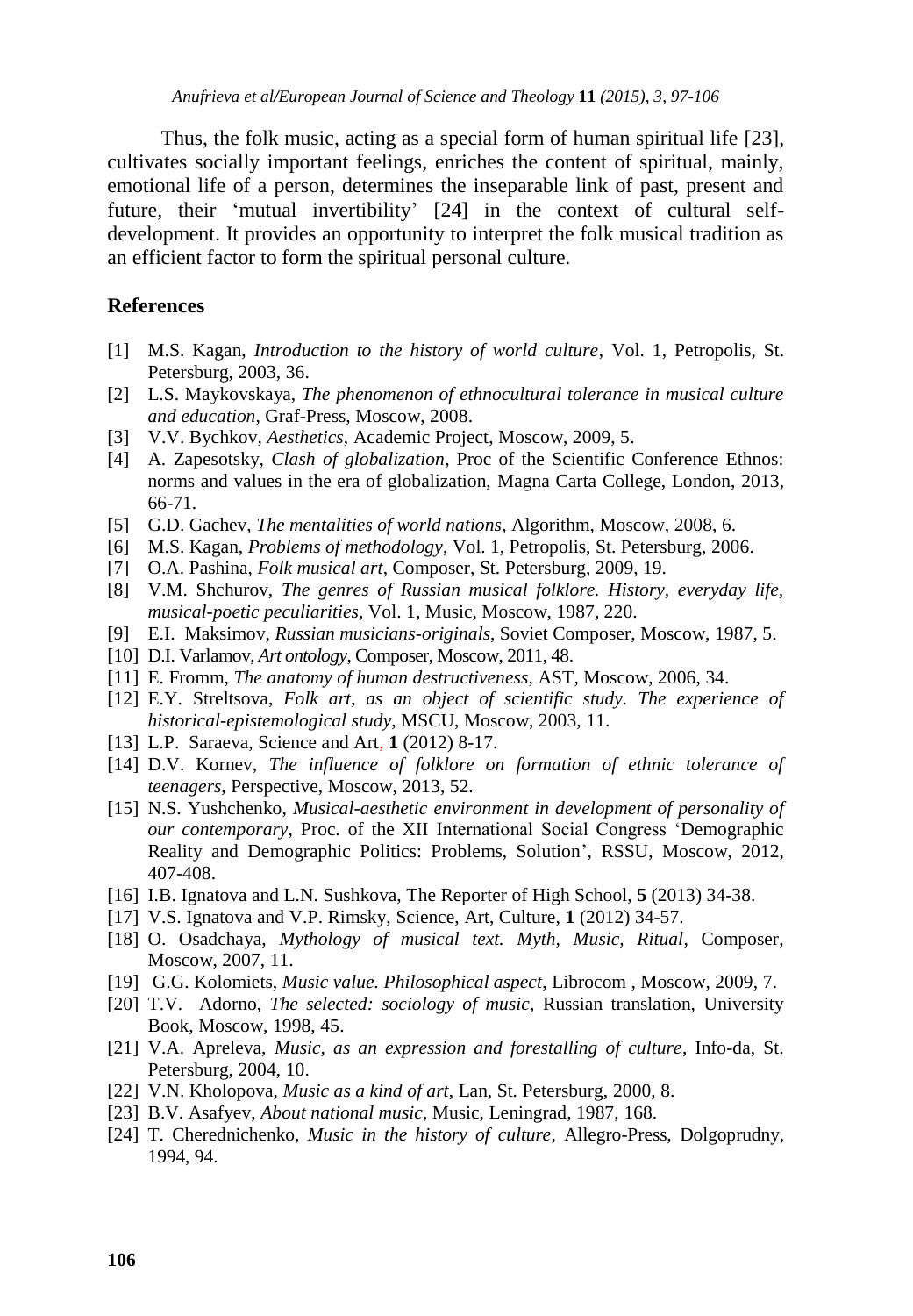Thus, the folk music, acting as a special form of human spiritual life [23], cultivates socially important feelings, enriches the content of spiritual, mainly, emotional life of a person, determines the inseparable link of past, present and future, their 'mutual invertibility' [24] in the context of cultural self-development. It provides an opportunity to interpret the folk musical tradition as an efficient factor to form the spiritual personal culture.

## References

[1] M.S. Kagan, *Introduction to the history of world culture*, Vol. 1, Petropolis, St. Petersburg, 2003, 36.

[2] L.S. Maykovskaya, *The phenomenon of ethnocultural tolerance in musical culture and education*, Graf-Press, Moscow, 2008.

[3] V.V. Bychkov, *Aesthetics*, Academic Project, Moscow, 2009, 5.

[4] A. Zapesotsky, *Clash of globalization*, Proc of the Scientific Conference Ethnos: norms and values in the era of globalization, Magna Carta College, London, 2013, 66-71.

[5] G.D. Gachev, *The mentalities of world nations*, Algorithm, Moscow, 2008, 6.

[6] M.S. Kagan, *Problems of methodology*, Vol. 1, Petropolis, St. Petersburg, 2006.

[7] O.A. Pashina, *Folk musical art*, Composer, St. Petersburg, 2009, 19.

[8] V.M. Shchurov, *The genres of Russian musical folklore. History, everyday life, musical-poetic peculiarities*, Vol. 1, Music, Moscow, 1987, 220.

[9] E.I. Maksimov, *Russian musicians-originals*, Soviet Composer, Moscow, 1987, 5.

[10] D.I. Varlamov, *Art ontology*, Composer, Moscow, 2011, 48.

[11] E. Fromm, *The anatomy of human destructiveness*, AST, Moscow, 2006, 34.

[12] E.Y. Streltsova, *Folk art, as an object of scientific study. The experience of historical-epistemological study*, MSCU, Moscow, 2003, 11.

[13] L.P. Saraeva, Science and Art, **1** (2012) 8-17.

[14] D.V. Kornev, *The influence of folklore on formation of ethnic tolerance of teenagers*, Perspective, Moscow, 2013, 52.

[15] N.S. Yushchenko, *Musical-aesthetic environment in development of personality of our contemporary*, Proc. of the XII International Social Congress 'Demographic Reality and Demographic Politics: Problems, Solution', RSSU, Moscow, 2012, 407-408.

[16] I.B. Ignatova and L.N. Sushkova, The Reporter of High School, **5** (2013) 34-38.

[17] V.S. Ignatova and V.P. Rimsky, Science, Art, Culture, **1** (2012) 34-57.

[18] O. Osadchaya, *Mythology of musical text. Myth, Music, Ritual*, Composer, Moscow, 2007, 11.

[19] G.G. Kolomiets, *Music value. Philosophical aspect*, Librocom , Moscow, 2009, 7.

[20] T.V. Adorno, *The selected: sociology of music*, Russian translation, University Book, Moscow, 1998, 45.

[21] V.A. Apreleva, *Music, as an expression and forestalling of culture*, Info-da, St. Petersburg, 2004, 10.

[22] V.N. Kholopova, *Music as a kind of art*, Lan, St. Petersburg, 2000, 8.

[23] B.V. Asafyev, *About national music*, Music, Leningrad, 1987, 168.

[24] T. Cherednichenko, *Music in the history of culture*, Allegro-Press, Dolgoprudny, 1994, 94.